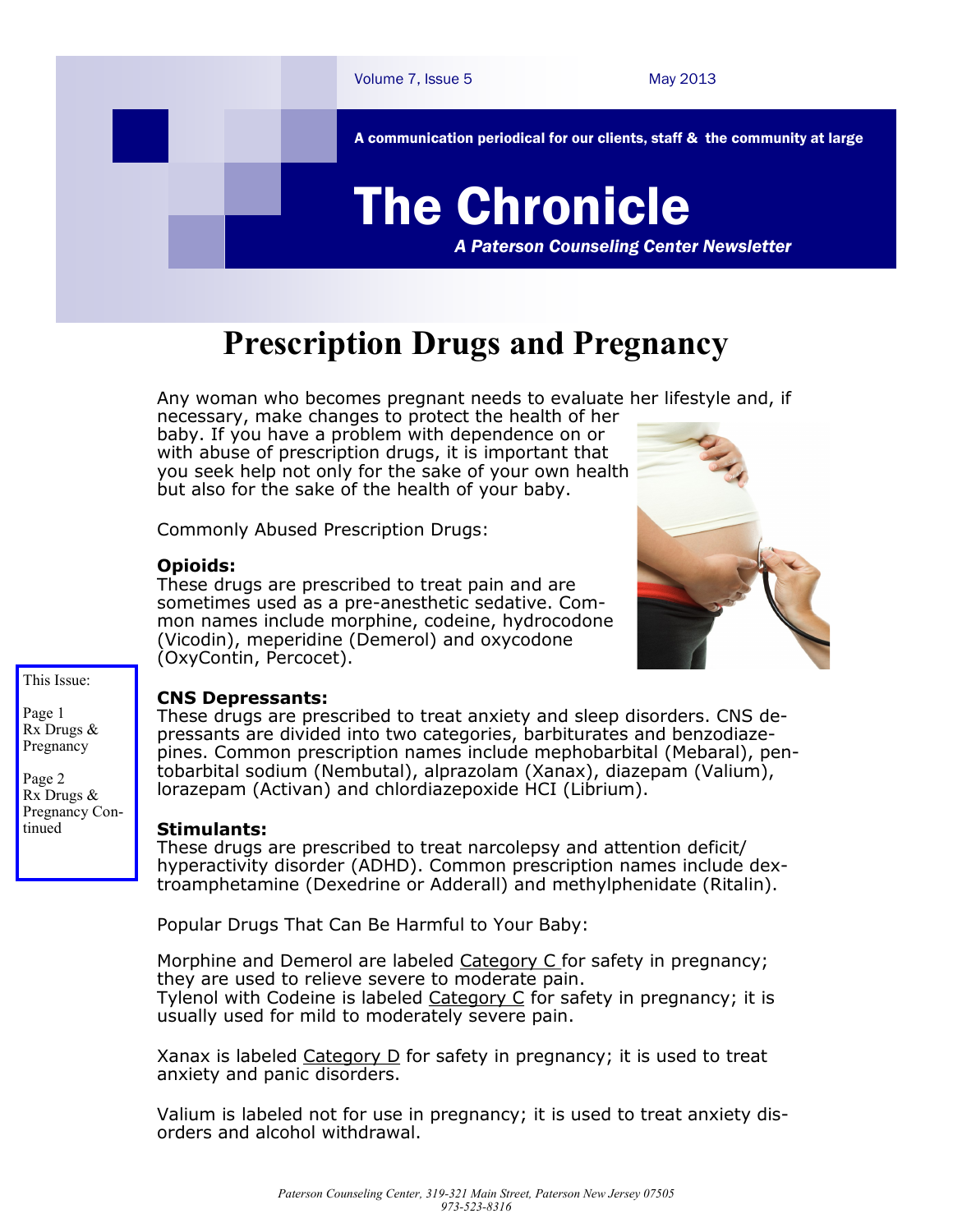A communication periodical for our clients, staff & the community at large

# The Chronicle

*A Paterson Counseling Center Newsletter*

## Prescription Drugs and Pregnancy

Any woman who becomes pregnant needs to evaluate her lifestyle and, if necessary, make changes to protect the health of her baby. If you have a problem with dependence on or with abuse of prescription drugs, it is important that you seek help not only for the sake of your own health but also for the sake of the health of your baby.

Commonly Abused Prescription Drugs:

**Opioids:**
These drugs are prescribed to treat pain and are sometimes used as a pre-anesthetic sedative. Common names include morphine, codeine, hydrocodone (Vicodin), meperidine (Demerol) and oxycodone (OxyContin, Percocet).

This Issue:

Page 1
Rx Drugs & Pregnancy

Page 2
Rx Drugs & Pregnancy Continued

**CNS Depressants:**
These drugs are prescribed to treat anxiety and sleep disorders. CNS depressants are divided into two categories, barbiturates and benzodiazepines. Common prescription names include mephobarbital (Mebaral), pentobarbital sodium (Nembutal), alprazolam (Xanax), diazepam (Valium), lorazepam (Activan) and chlordiazepoxide HCI (Librium).

**Stimulants:**
These drugs are prescribed to treat narcolepsy and attention deficit/ hyperactivity disorder (ADHD). Common prescription names include dextroamphetamine (Dexedrine or Adderall) and methylphenidate (Ritalin).

Popular Drugs That Can Be Harmful to Your Baby:

Morphine and Demerol are labeled Category C for safety in pregnancy; they are used to relieve severe to moderate pain.
Tylenol with Codeine is labeled Category C for safety in pregnancy; it is usually used for mild to moderately severe pain.

Xanax is labeled Category D for safety in pregnancy; it is used to treat anxiety and panic disorders.

Valium is labeled not for use in pregnancy; it is used to treat anxiety disorders and alcohol withdrawal.

*Paterson Counseling Center, 319-321 Main Street, Paterson New Jersey 07505*
*973-523-8316*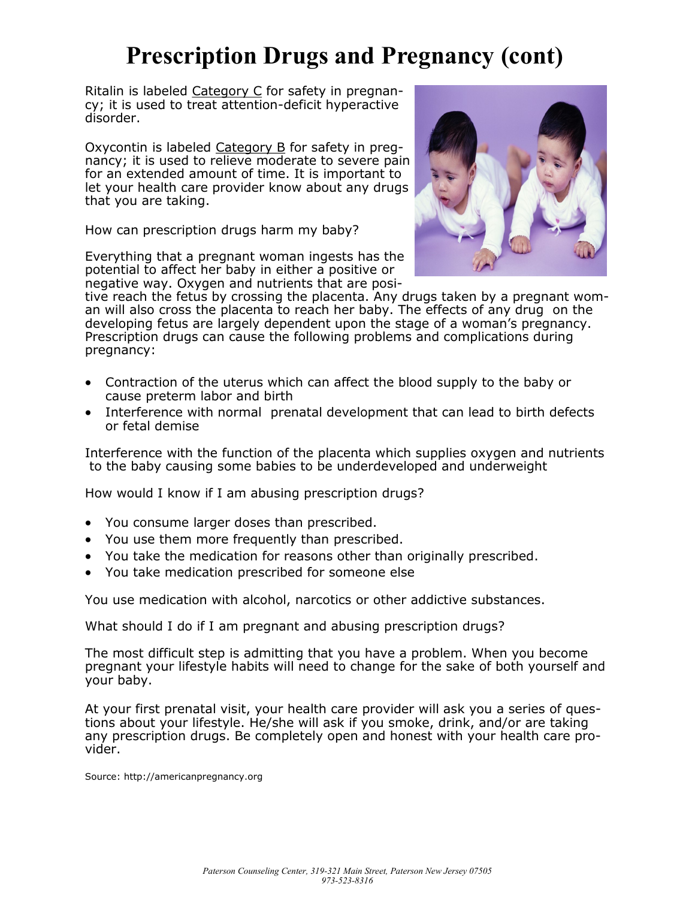# Prescription Drugs and Pregnancy (cont)

Ritalin is labeled Category C for safety in pregnancy; it is used to treat attention-deficit hyperactive disorder.

Oxycontin is labeled Category B for safety in pregnancy; it is used to relieve moderate to severe pain for an extended amount of time. It is important to let your health care provider know about any drugs that you are taking.

How can prescription drugs harm my baby?

Everything that a pregnant woman ingests has the potential to affect her baby in either a positive or negative way. Oxygen and nutrients that are positive reach the fetus by crossing the placenta. Any drugs taken by a pregnant woman will also cross the placenta to reach her baby. The effects of any drug on the developing fetus are largely dependent upon the stage of a woman's pregnancy. Prescription drugs can cause the following problems and complications during pregnancy:

- Contraction of the uterus which can affect the blood supply to the baby or cause preterm labor and birth
- Interference with normal prenatal development that can lead to birth defects or fetal demise

Interference with the function of the placenta which supplies oxygen and nutrients to the baby causing some babies to be underdeveloped and underweight

How would I know if I am abusing prescription drugs?

- You consume larger doses than prescribed.
- You use them more frequently than prescribed.
- You take the medication for reasons other than originally prescribed.
- You take medication prescribed for someone else

You use medication with alcohol, narcotics or other addictive substances.

What should I do if I am pregnant and abusing prescription drugs?

The most difficult step is admitting that you have a problem. When you become pregnant your lifestyle habits will need to change for the sake of both yourself and your baby.

At your first prenatal visit, your health care provider will ask you a series of questions about your lifestyle. He/she will ask if you smoke, drink, and/or are taking any prescription drugs. Be completely open and honest with your health care provider.

Source: http://americanpregnancy.org

*Paterson Counseling Center, 319-321 Main Street, Paterson New Jersey 07505*
*973-523-8316*